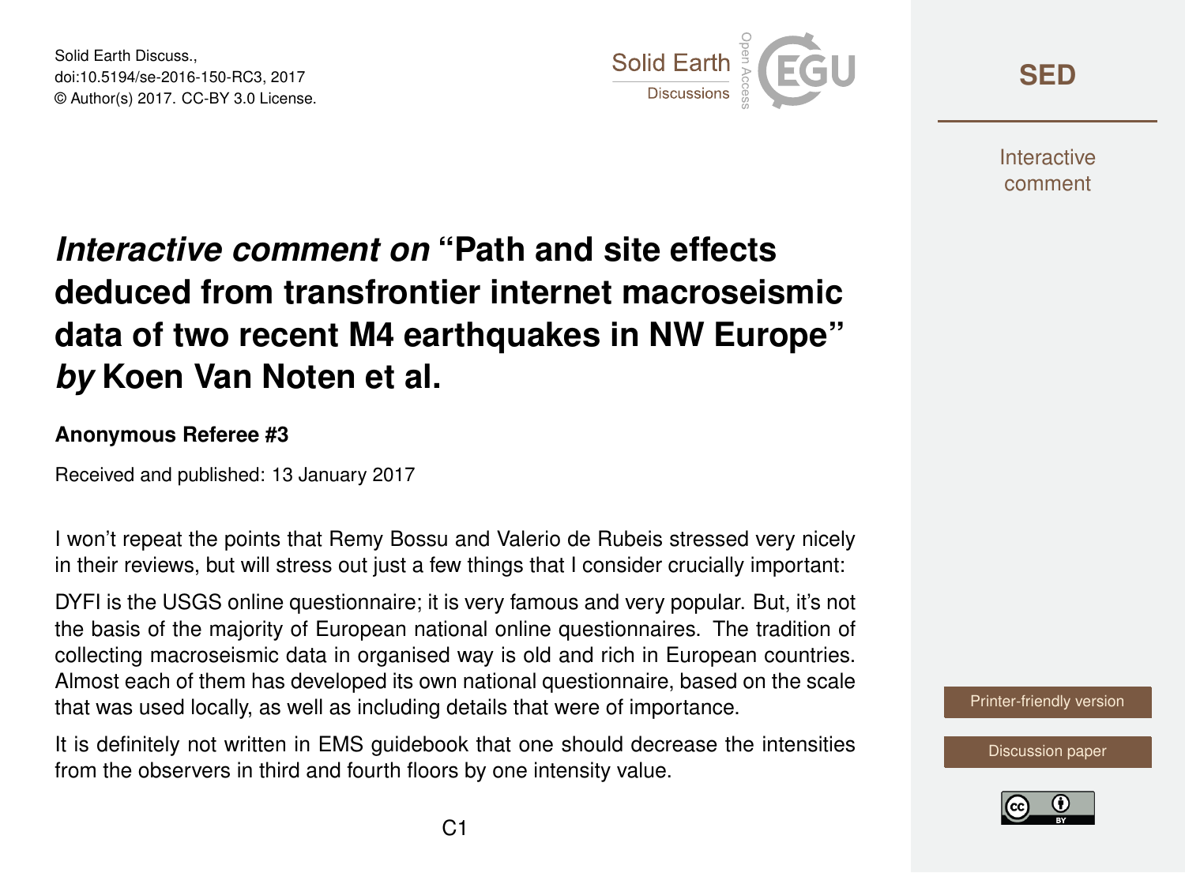Solid Earth Discuss.,
doi:10.5194/se-2016-150-RC3, 2017
© Author(s) 2017. CC-BY 3.0 License.

# *Interactive comment on* "Path and site effects deduced from transfrontier internet macroseismic data of two recent M4 earthquakes in NW Europe" *by* Koen Van Noten et al.

**Anonymous Referee #3**

Received and published: 13 January 2017

I won't repeat the points that Remy Bossu and Valerio de Rubeis stressed very nicely in their reviews, but will stress out just a few things that I consider crucially important:

DYFI is the USGS online questionnaire; it is very famous and very popular. But, it's not the basis of the majority of European national online questionnaires. The tradition of collecting macroseismic data in organised way is old and rich in European countries. Almost each of them has developed its own national questionnaire, based on the scale that was used locally, as well as including details that were of importance.

It is definitely not written in EMS guidebook that one should decrease the intensities from the observers in third and fourth floors by one intensity value.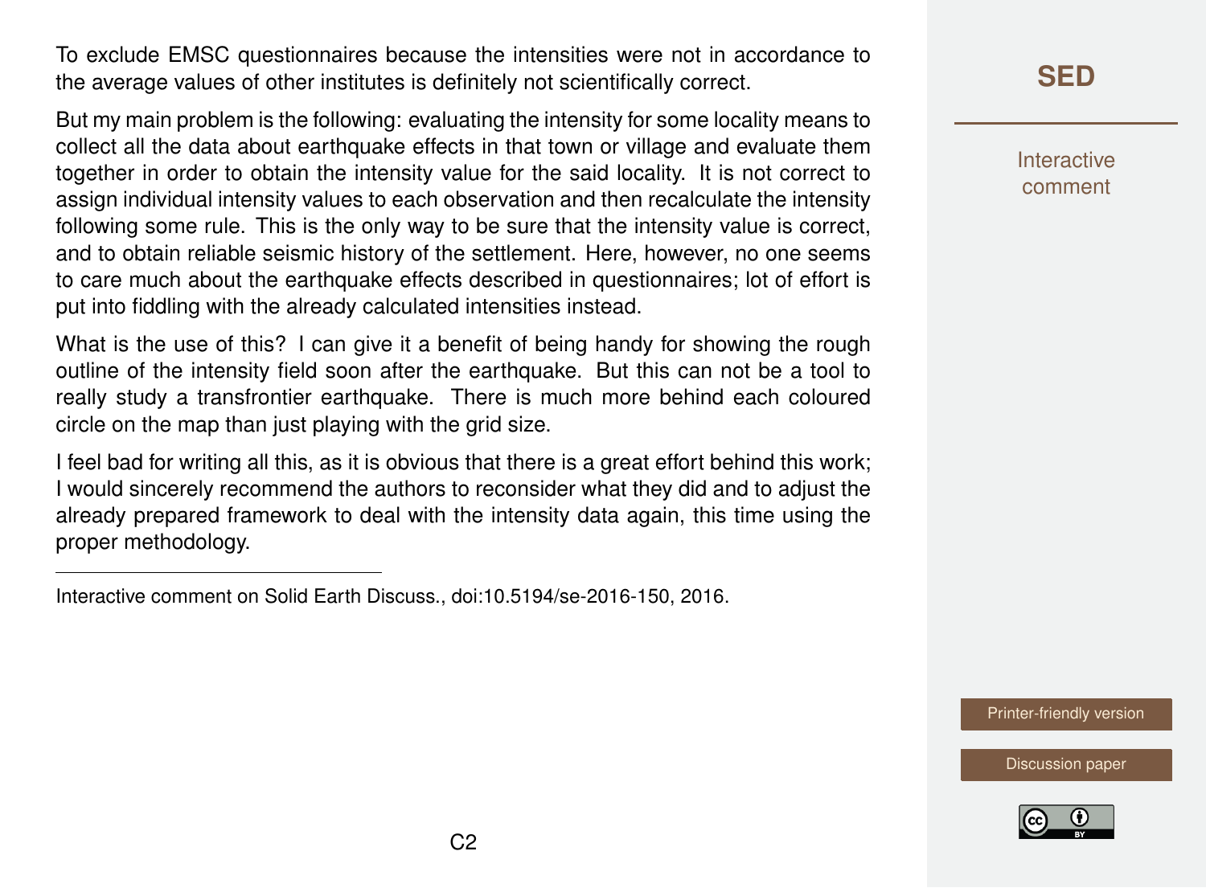To exclude EMSC questionnaires because the intensities were not in accordance to the average values of other institutes is definitely not scientifically correct.

But my main problem is the following: evaluating the intensity for some locality means to collect all the data about earthquake effects in that town or village and evaluate them together in order to obtain the intensity value for the said locality. It is not correct to assign individual intensity values to each observation and then recalculate the intensity following some rule. This is the only way to be sure that the intensity value is correct, and to obtain reliable seismic history of the settlement. Here, however, no one seems to care much about the earthquake effects described in questionnaires; lot of effort is put into fiddling with the already calculated intensities instead.

What is the use of this? I can give it a benefit of being handy for showing the rough outline of the intensity field soon after the earthquake. But this can not be a tool to really study a transfrontier earthquake. There is much more behind each coloured circle on the map than just playing with the grid size.

I feel bad for writing all this, as it is obvious that there is a great effort behind this work; I would sincerely recommend the authors to reconsider what they did and to adjust the already prepared framework to deal with the intensity data again, this time using the proper methodology.

---

Interactive comment on Solid Earth Discuss., doi:10.5194/se-2016-150, 2016.